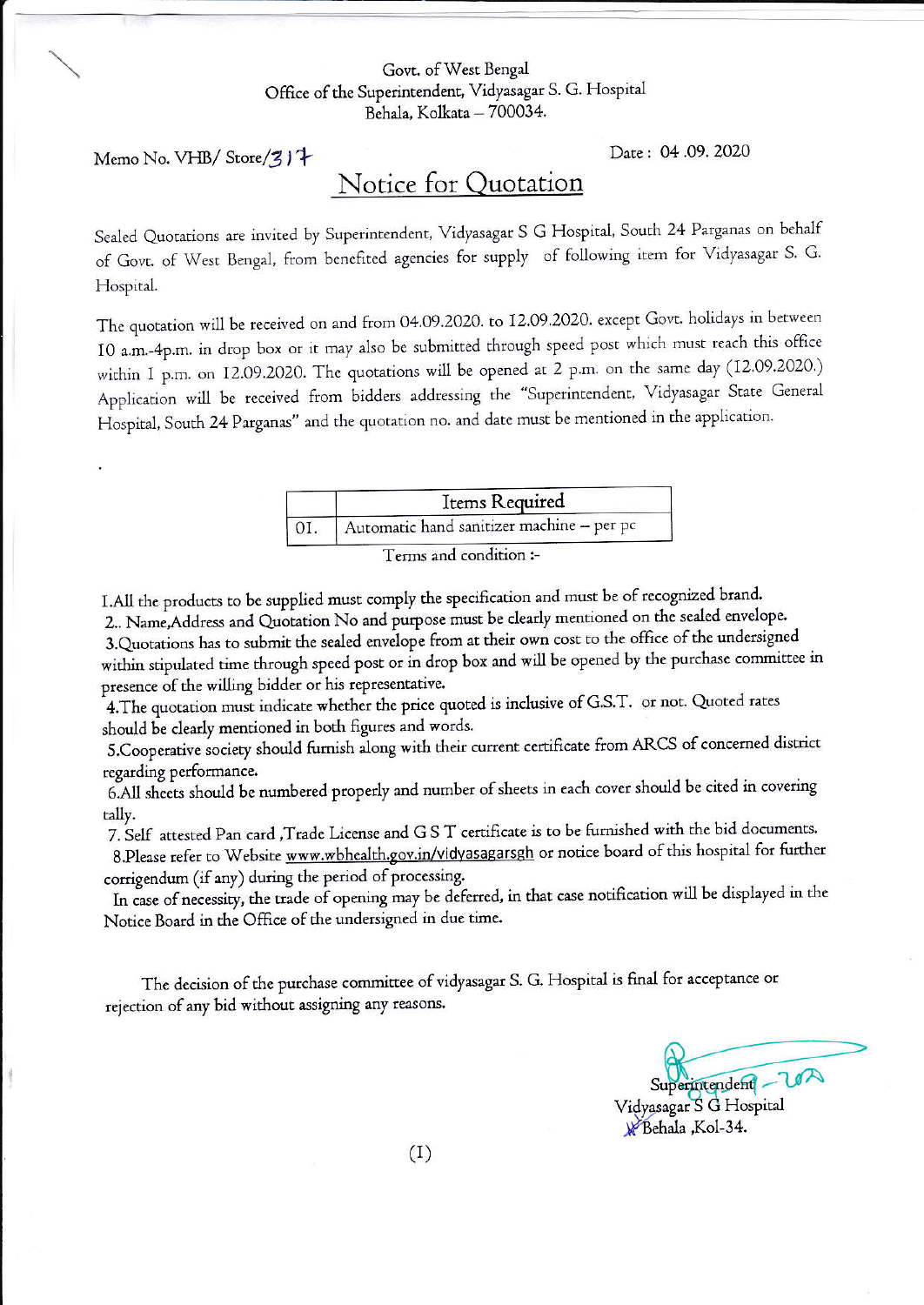Govt. of West Bengal
Office of the Superintendent, Vidyasagar S. G. Hospital
Behala, Kolkata – 700034.

Memo No. VHB/ Store/317

Date : 04 .09. 2020

## Notice for Quotation

Sealed Quotations are invited by Superintendent, Vidyasagar S G Hospital, South 24 Parganas on behalf of Govt. of West Bengal, from benefited agencies for supply of following item for Vidyasagar S. G. Hospital.

The quotation will be received on and from 04.09.2020. to 12.09.2020. except Govt. holidays in between 10 a.m.-4p.m. in drop box or it may also be submitted through speed post which must reach this office within 1 p.m. on 12.09.2020. The quotations will be opened at 2 p.m. on the same day (12.09.2020.) Application will be received from bidders addressing the "Superintendent, Vidyasagar State General Hospital, South 24 Parganas" and the quotation no. and date must be mentioned in the application.

| | Items Required |
|---|---|
| 01. | Automatic hand sanitizer machine – per pc |

Terms and condition :-

1.All the products to be supplied must comply the specification and must be of recognized brand.

2.. Name,Address and Quotation No and purpose must be clearly mentioned on the sealed envelope.

3.Quotations has to submit the sealed envelope from at their own cost to the office of the undersigned within stipulated time through speed post or in drop box and will be opened by the purchase committee in presence of the willing bidder or his representative.

4.The quotation must indicate whether the price quoted is inclusive of G.S.T. or not. Quoted rates should be clearly mentioned in both figures and words.

5.Cooperative society should furnish along with their current certificate from ARCS of concerned district regarding performance.

6.All sheets should be numbered properly and number of sheets in each cover should be cited in covering tally.

7. Self attested Pan card ,Trade License and G S T certificate is to be furnished with the bid documents.

8.Please refer to Website www.wbhealth.gov.in/vidyasagarsgh or notice board of this hospital for further corrigendum (if any) during the period of processing.

In case of necessity, the trade of opening may be deferred, in that case notification will be displayed in the Notice Board in the Office of the undersigned in due time.

The decision of the purchase committee of vidyasagar S. G. Hospital is final for acceptance or rejection of any bid without assigning any reasons.

Superintendent
Vidyasagar S G Hospital
Behala ,Kol-34.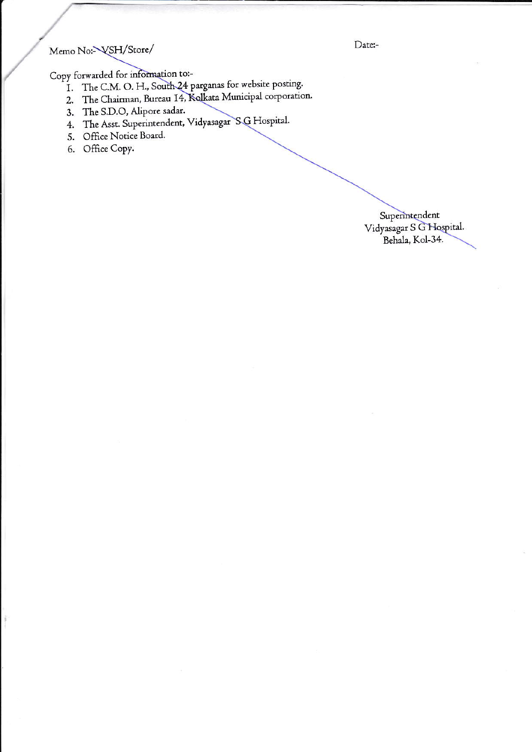Memo No:- VSH/Store/ Date:-

Copy forwarded for information to:-

1. The C.M. O. H., South 24 parganas for website posting.
2. The Chairman, Bureau 14, Kolkata Municipal corporation.
3. The S.D.O, Alipore sadar.
4. The Asst. Superintendent, Vidyasagar S G Hospital.
5. Office Notice Board.
6. Office Copy.

Superintendent
Vidyasagar S G Hospital.
Behala, Kol-34.